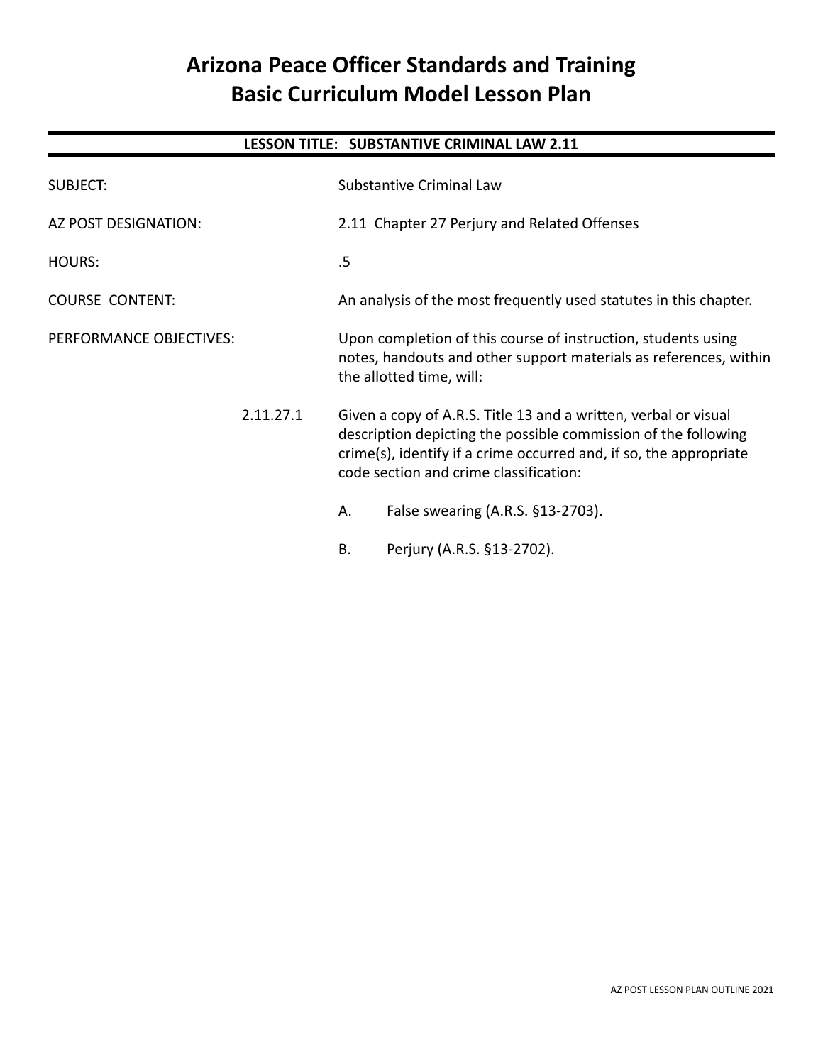# Arizona Peace Officer Standards and Training Basic Curriculum Model Lesson Plan

## LESSON TITLE: SUBSTANTIVE CRIMINAL LAW 2.11

SUBJECT: Substantive Criminal Law

AZ POST DESIGNATION: 2.11 Chapter 27 Perjury and Related Offenses

HOURS: .5

COURSE CONTENT: An analysis of the most frequently used statutes in this chapter.

PERFORMANCE OBJECTIVES: Upon completion of this course of instruction, students using notes, handouts and other support materials as references, within the allotted time, will:

2.11.27.1 Given a copy of A.R.S. Title 13 and a written, verbal or visual description depicting the possible commission of the following crime(s), identify if a crime occurred and, if so, the appropriate code section and crime classification:

A. False swearing (A.R.S. §13-2703).

B. Perjury (A.R.S. §13-2702).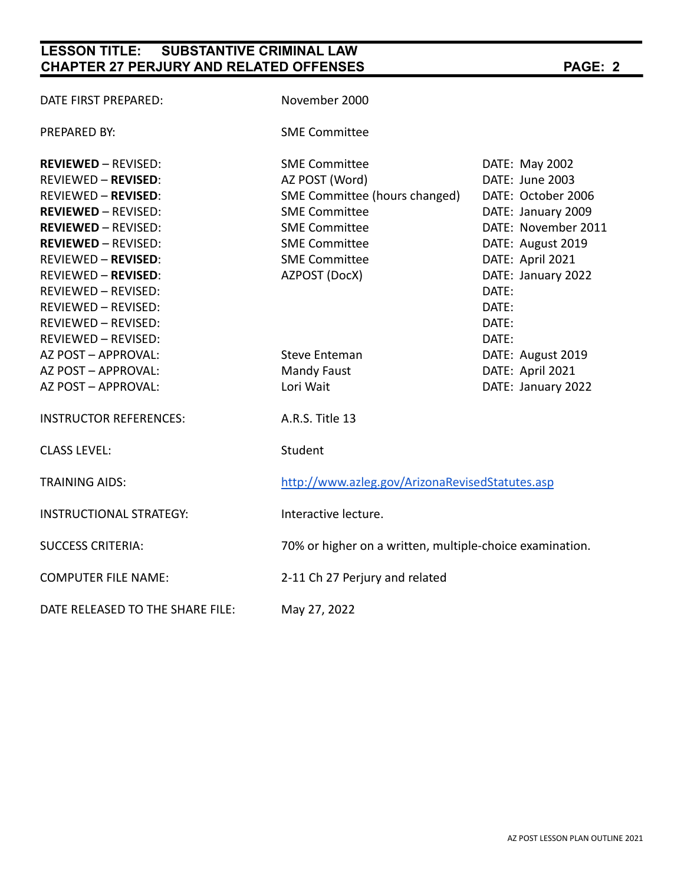| | | |
|---|---|---|
| DATE FIRST PREPARED: | November 2000 | |
| PREPARED BY: | SME Committee | |
| **REVIEWED** – REVISED: | SME Committee | DATE: May 2002 |
| REVIEWED – **REVISED**: | AZ POST (Word) | DATE: June 2003 |
| REVIEWED – **REVISED**: | SME Committee (hours changed) | DATE: October 2006 |
| **REVIEWED** – REVISED: | SME Committee | DATE: January 2009 |
| **REVIEWED** – REVISED: | SME Committee | DATE: November 2011 |
| **REVIEWED** – REVISED: | SME Committee | DATE: August 2019 |
| REVIEWED – **REVISED**: | SME Committee | DATE: April 2021 |
| REVIEWED – **REVISED**: | AZPOST (DocX) | DATE: January 2022 |
| REVIEWED – REVISED: | | DATE: |
| REVIEWED – REVISED: | | DATE: |
| REVIEWED – REVISED: | | DATE: |
| REVIEWED – REVISED: | | DATE: |
| AZ POST – APPROVAL: | Steve Enteman | DATE: August 2019 |
| AZ POST – APPROVAL: | Mandy Faust | DATE: April 2021 |
| AZ POST – APPROVAL: | Lori Wait | DATE: January 2022 |
| INSTRUCTOR REFERENCES: | A.R.S. Title 13 | |
| CLASS LEVEL: | Student | |
| TRAINING AIDS: | http://www.azleg.gov/ArizonaRevisedStatutes.asp | |
| INSTRUCTIONAL STRATEGY: | Interactive lecture. | |
| SUCCESS CRITERIA: | 70% or higher on a written, multiple-choice examination. | |
| COMPUTER FILE NAME: | 2-11 Ch 27 Perjury and related | |
| DATE RELEASED TO THE SHARE FILE: | May 27, 2022 | |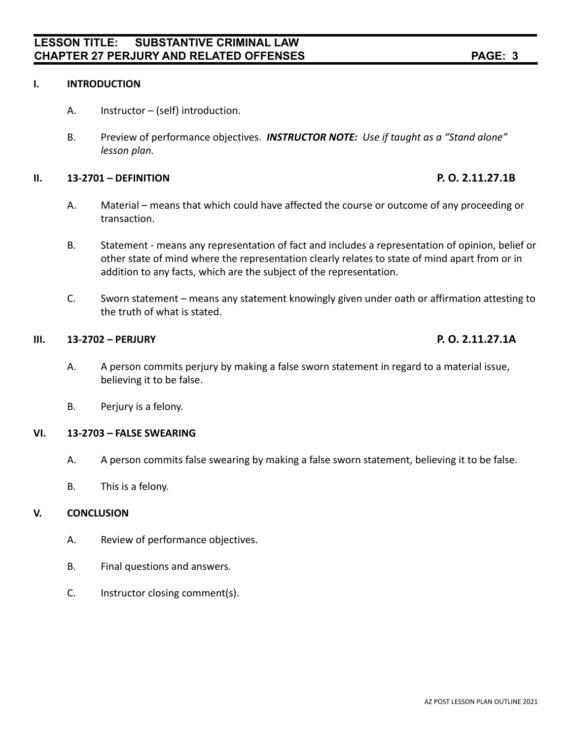## I. INTRODUCTION

A. Instructor – (self) introduction.

B. Preview of performance objectives. ***INSTRUCTOR NOTE:*** *Use if taught as a "Stand alone" lesson plan.*

## II. 13-2701 – DEFINITION — P. O. 2.11.27.1B

A. Material – means that which could have affected the course or outcome of any proceeding or transaction.

B. Statement - means any representation of fact and includes a representation of opinion, belief or other state of mind where the representation clearly relates to state of mind apart from or in addition to any facts, which are the subject of the representation.

C. Sworn statement – means any statement knowingly given under oath or affirmation attesting to the truth of what is stated.

## III. 13-2702 – PERJURY — P. O. 2.11.27.1A

A. A person commits perjury by making a false sworn statement in regard to a material issue, believing it to be false.

B. Perjury is a felony.

## VI. 13-2703 – FALSE SWEARING

A. A person commits false swearing by making a false sworn statement, believing it to be false.

B. This is a felony.

## V. CONCLUSION

A. Review of performance objectives.

B. Final questions and answers.

C. Instructor closing comment(s).